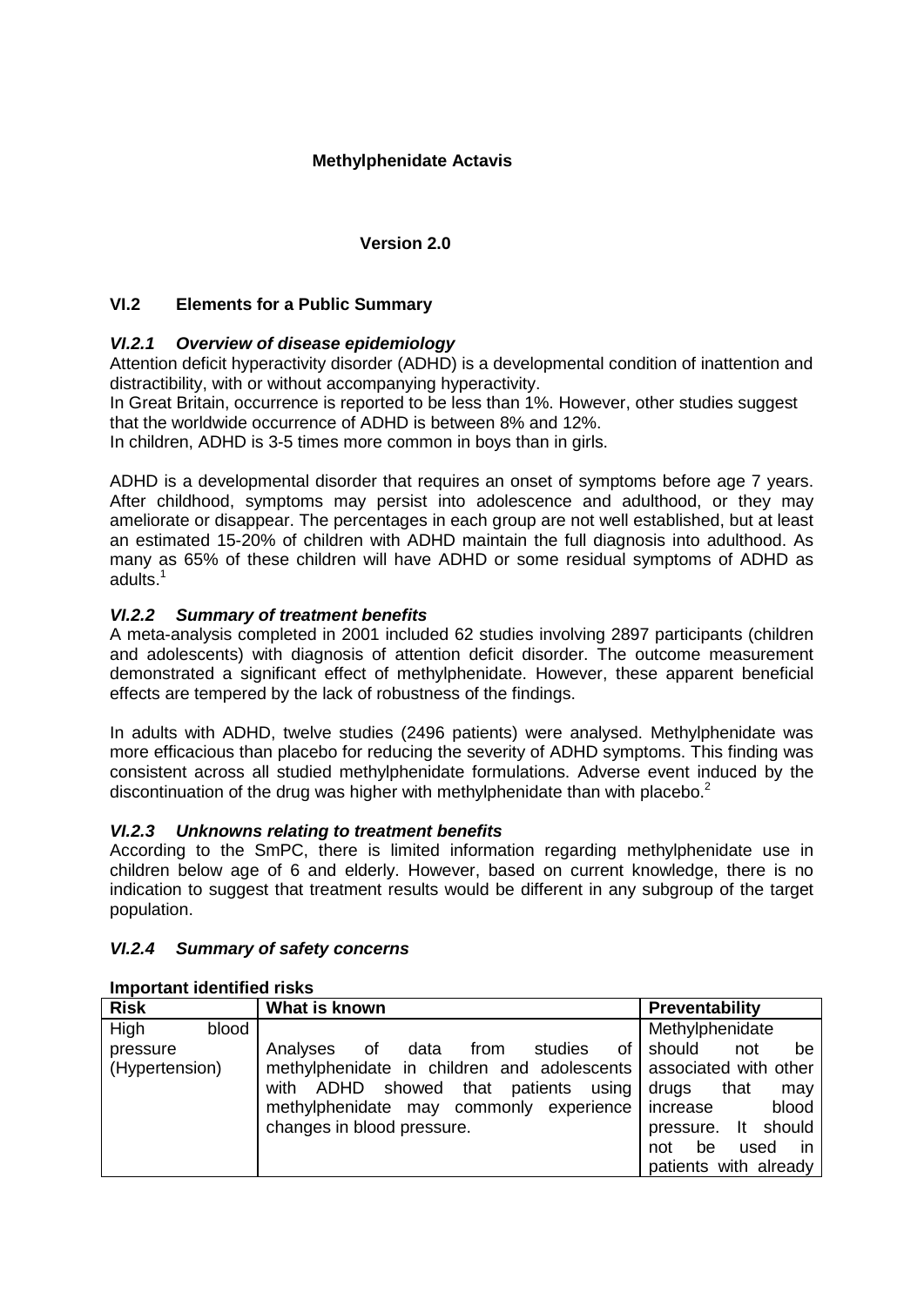**Methylphenidate Actavis**

**Version 2.0**

## VI.2 Elements for a Public Summary

### *VI.2.1 Overview of disease epidemiology*

Attention deficit hyperactivity disorder (ADHD) is a developmental condition of inattention and distractibility, with or without accompanying hyperactivity.
In Great Britain, occurrence is reported to be less than 1%. However, other studies suggest that the worldwide occurrence of ADHD is between 8% and 12%.
In children, ADHD is 3-5 times more common in boys than in girls.

ADHD is a developmental disorder that requires an onset of symptoms before age 7 years. After childhood, symptoms may persist into adolescence and adulthood, or they may ameliorate or disappear. The percentages in each group are not well established, but at least an estimated 15-20% of children with ADHD maintain the full diagnosis into adulthood. As many as 65% of these children will have ADHD or some residual symptoms of ADHD as adults.[1]

### *VI.2.2 Summary of treatment benefits*

A meta-analysis completed in 2001 included 62 studies involving 2897 participants (children and adolescents) with diagnosis of attention deficit disorder. The outcome measurement demonstrated a significant effect of methylphenidate. However, these apparent beneficial effects are tempered by the lack of robustness of the findings.

In adults with ADHD, twelve studies (2496 patients) were analysed. Methylphenidate was more efficacious than placebo for reducing the severity of ADHD symptoms. This finding was consistent across all studied methylphenidate formulations. Adverse event induced by the discontinuation of the drug was higher with methylphenidate than with placebo.[2]

### *VI.2.3 Unknowns relating to treatment benefits*

According to the SmPC, there is limited information regarding methylphenidate use in children below age of 6 and elderly. However, based on current knowledge, there is no indication to suggest that treatment results would be different in any subgroup of the target population.

### *VI.2.4 Summary of safety concerns*

**Important identified risks**

| Risk | What is known | Preventability |
|---|---|---|
| High blood pressure (Hypertension) | Analyses of data from studies of methylphenidate in children and adolescents with ADHD showed that patients using methylphenidate may commonly experience changes in blood pressure. | Methylphenidate should not be associated with other drugs that may increase blood pressure. It should not be used in patients with already |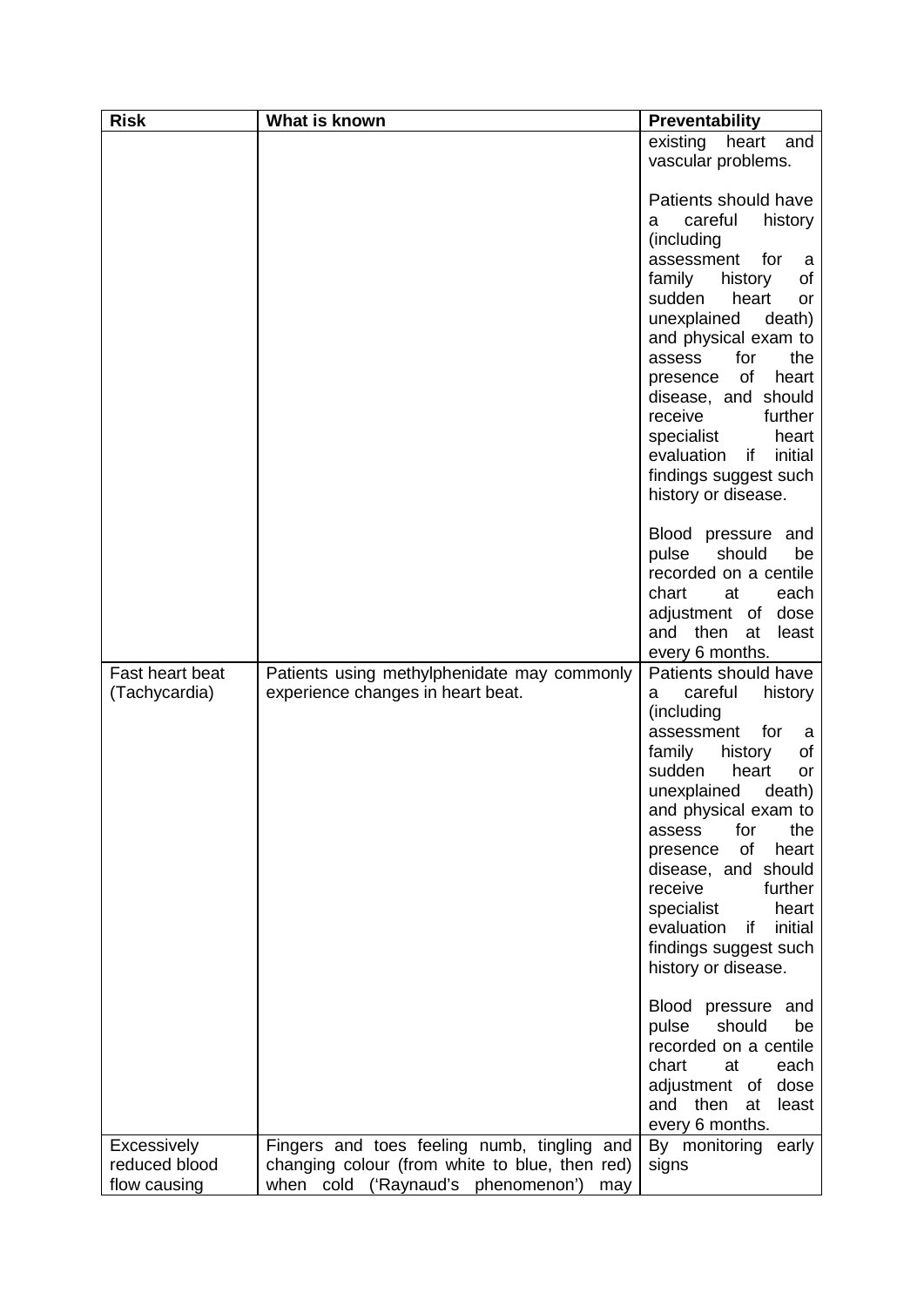| Risk | What is known | Preventability |
|---|---|---|
| | | existing heart and vascular problems.<br><br>Patients should have a careful history (including assessment for a family history of sudden heart or unexplained death) and physical exam to assess for the presence of heart disease, and should receive further specialist heart evaluation if initial findings suggest such history or disease.<br><br>Blood pressure and pulse should be recorded on a centile chart at each adjustment of dose and then at least every 6 months. |
| Fast heart beat (Tachycardia) | Patients using methylphenidate may commonly experience changes in heart beat. | Patients should have a careful history (including assessment for a family history of sudden heart or unexplained death) and physical exam to assess for the presence of heart disease, and should receive further specialist heart evaluation if initial findings suggest such history or disease.<br><br>Blood pressure and pulse should be recorded on a centile chart at each adjustment of dose and then at least every 6 months. |
| Excessively reduced blood flow causing | Fingers and toes feeling numb, tingling and changing colour (from white to blue, then red) when cold ('Raynaud's phenomenon') may | By monitoring early signs |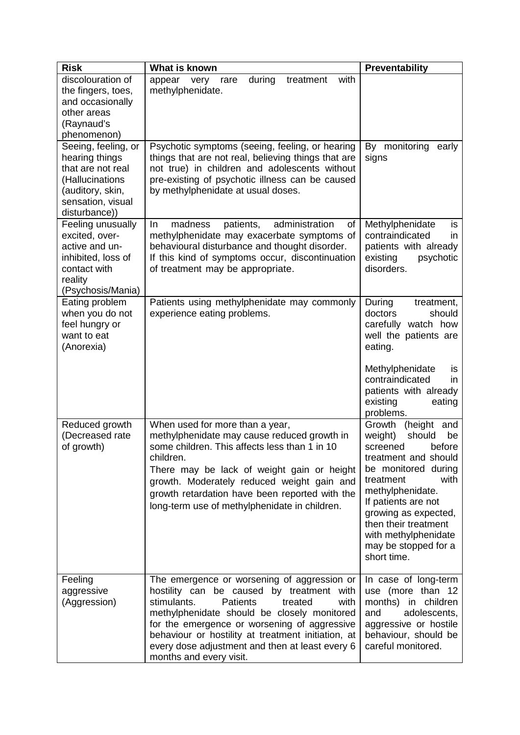| Risk | What is known | Preventability |
|---|---|---|
| discolouration of the fingers, toes, and occasionally other areas (Raynaud's phenomenon) | appear very rare during treatment with methylphenidate. | |
| Seeing, feeling, or hearing things that are not real (Hallucinations (auditory, skin, sensation, visual disturbance)) | Psychotic symptoms (seeing, feeling, or hearing things that are not real, believing things that are not true) in children and adolescents without pre-existing of psychotic illness can be caused by methylphenidate at usual doses. | By monitoring early signs |
| Feeling unusually excited, over-active and un-inhibited, loss of contact with reality (Psychosis/Mania) | In madness patients, administration of methylphenidate may exacerbate symptoms of behavioural disturbance and thought disorder. If this kind of symptoms occur, discontinuation of treatment may be appropriate. | Methylphenidate is contraindicated in patients with already existing psychotic disorders. |
| Eating problem when you do not feel hungry or want to eat (Anorexia) | Patients using methylphenidate may commonly experience eating problems. | During treatment, doctors should carefully watch how well the patients are eating.<br><br>Methylphenidate is contraindicated in patients with already existing eating problems. |
| Reduced growth (Decreased rate of growth) | When used for more than a year, methylphenidate may cause reduced growth in some children. This affects less than 1 in 10 children.<br>There may be lack of weight gain or height growth. Moderately reduced weight gain and growth retardation have been reported with the long-term use of methylphenidate in children. | Growth (height and weight) should be screened before treatment and should be monitored during treatment with methylphenidate.<br>If patients are not growing as expected, then their treatment with methylphenidate may be stopped for a short time. |
| Feeling aggressive (Aggression) | The emergence or worsening of aggression or hostility can be caused by treatment with stimulants. Patients treated with methylphenidate should be closely monitored for the emergence or worsening of aggressive behaviour or hostility at treatment initiation, at every dose adjustment and then at least every 6 months and every visit. | In case of long-term use (more than 12 months) in children and adolescents, aggressive or hostile behaviour, should be careful monitored. |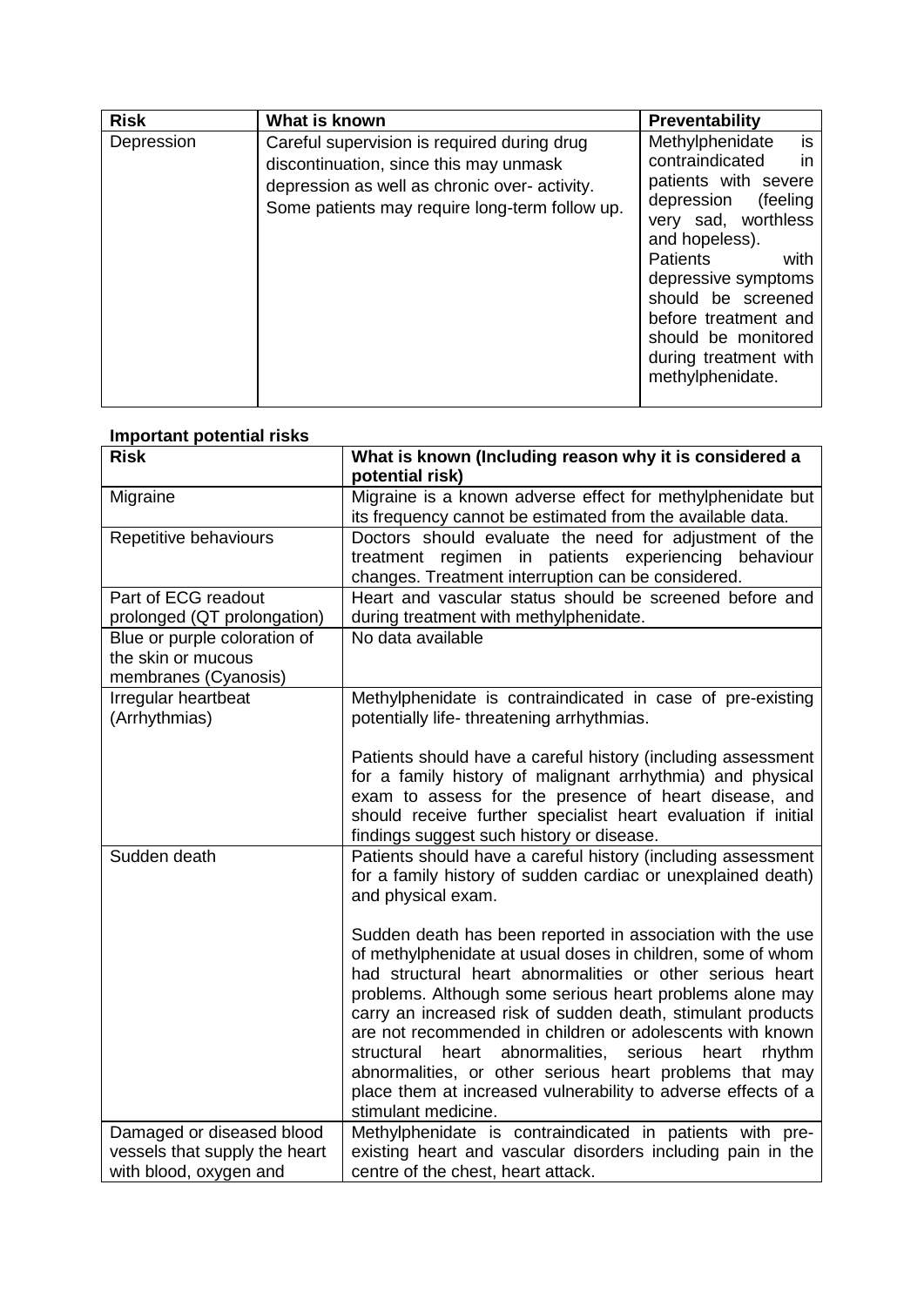| Risk | What is known | Preventability |
|---|---|---|
| Depression | Careful supervision is required during drug discontinuation, since this may unmask depression as well as chronic over- activity. Some patients may require long-term follow up. | Methylphenidate is contraindicated in patients with severe depression (feeling very sad, worthless and hopeless). Patients with depressive symptoms should be screened before treatment and should be monitored during treatment with methylphenidate. |

**Important potential risks**

| Risk | What is known (Including reason why it is considered a potential risk) |
|---|---|
| Migraine | Migraine is a known adverse effect for methylphenidate but its frequency cannot be estimated from the available data. |
| Repetitive behaviours | Doctors should evaluate the need for adjustment of the treatment regimen in patients experiencing behaviour changes. Treatment interruption can be considered. |
| Part of ECG readout prolonged (QT prolongation) | Heart and vascular status should be screened before and during treatment with methylphenidate. |
| Blue or purple coloration of the skin or mucous membranes (Cyanosis) | No data available |
| Irregular heartbeat (Arrhythmias) | Methylphenidate is contraindicated in case of pre-existing potentially life- threatening arrhythmias.<br><br>Patients should have a careful history (including assessment for a family history of malignant arrhythmia) and physical exam to assess for the presence of heart disease, and should receive further specialist heart evaluation if initial findings suggest such history or disease. |
| Sudden death | Patients should have a careful history (including assessment for a family history of sudden cardiac or unexplained death) and physical exam.<br><br>Sudden death has been reported in association with the use of methylphenidate at usual doses in children, some of whom had structural heart abnormalities or other serious heart problems. Although some serious heart problems alone may carry an increased risk of sudden death, stimulant products are not recommended in children or adolescents with known structural heart abnormalities, serious heart rhythm abnormalities, or other serious heart problems that may place them at increased vulnerability to adverse effects of a stimulant medicine. |
| Damaged or diseased blood vessels that supply the heart with blood, oxygen and | Methylphenidate is contraindicated in patients with pre-existing heart and vascular disorders including pain in the centre of the chest, heart attack. |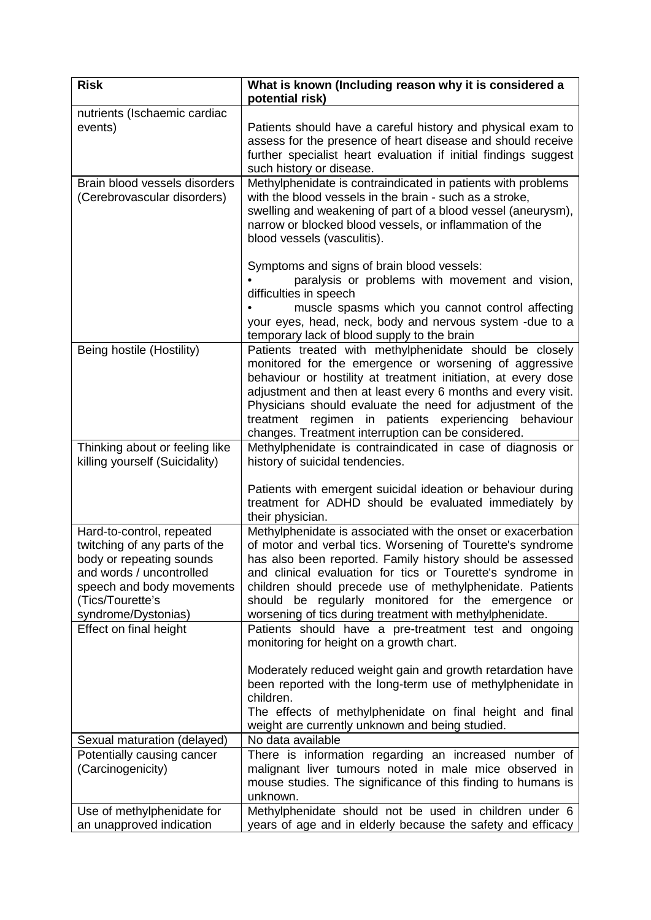| Risk | What is known (Including reason why it is considered a potential risk) |
|---|---|
| nutrients (Ischaemic cardiac events) | Patients should have a careful history and physical exam to assess for the presence of heart disease and should receive further specialist heart evaluation if initial findings suggest such history or disease. |
| Brain blood vessels disorders (Cerebrovascular disorders) | Methylphenidate is contraindicated in patients with problems with the blood vessels in the brain - such as a stroke, swelling and weakening of part of a blood vessel (aneurysm), narrow or blocked blood vessels, or inflammation of the blood vessels (vasculitis).<br><br>Symptoms and signs of brain blood vessels:<br>• paralysis or problems with movement and vision, difficulties in speech<br>• muscle spasms which you cannot control affecting your eyes, head, neck, body and nervous system -due to a temporary lack of blood supply to the brain |
| Being hostile (Hostility) | Patients treated with methylphenidate should be closely monitored for the emergence or worsening of aggressive behaviour or hostility at treatment initiation, at every dose adjustment and then at least every 6 months and every visit. Physicians should evaluate the need for adjustment of the treatment regimen in patients experiencing behaviour changes. Treatment interruption can be considered. |
| Thinking about or feeling like killing yourself (Suicidality) | Methylphenidate is contraindicated in case of diagnosis or history of suicidal tendencies.<br><br>Patients with emergent suicidal ideation or behaviour during treatment for ADHD should be evaluated immediately by their physician. |
| Hard-to-control, repeated twitching of any parts of the body or repeating sounds and words / uncontrolled speech and body movements (Tics/Tourette's syndrome/Dystonias) | Methylphenidate is associated with the onset or exacerbation of motor and verbal tics. Worsening of Tourette's syndrome has also been reported. Family history should be assessed and clinical evaluation for tics or Tourette's syndrome in children should precede use of methylphenidate. Patients should be regularly monitored for the emergence or worsening of tics during treatment with methylphenidate. |
| Effect on final height | Patients should have a pre-treatment test and ongoing monitoring for height on a growth chart.<br><br>Moderately reduced weight gain and growth retardation have been reported with the long-term use of methylphenidate in children.<br>The effects of methylphenidate on final height and final weight are currently unknown and being studied. |
| Sexual maturation (delayed) | No data available |
| Potentially causing cancer (Carcinogenicity) | There is information regarding an increased number of malignant liver tumours noted in male mice observed in mouse studies. The significance of this finding to humans is unknown. |
| Use of methylphenidate for an unapproved indication | Methylphenidate should not be used in children under 6 years of age and in elderly because the safety and efficacy |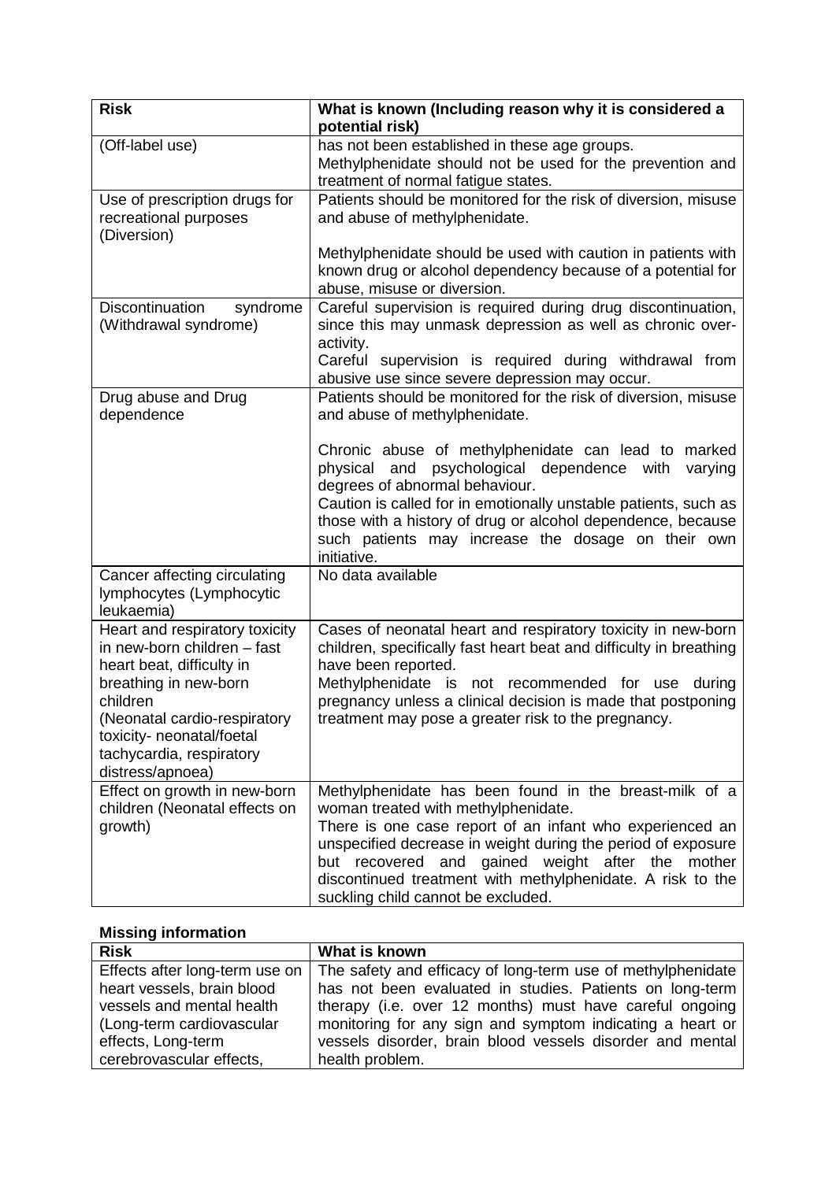| Risk | What is known (Including reason why it is considered a potential risk) |
|---|---|
| (Off-label use) | has not been established in these age groups.<br>Methylphenidate should not be used for the prevention and treatment of normal fatigue states. |
| Use of prescription drugs for recreational purposes (Diversion) | Patients should be monitored for the risk of diversion, misuse and abuse of methylphenidate.<br><br>Methylphenidate should be used with caution in patients with known drug or alcohol dependency because of a potential for abuse, misuse or diversion. |
| Discontinuation syndrome (Withdrawal syndrome) | Careful supervision is required during drug discontinuation, since this may unmask depression as well as chronic over-activity.<br>Careful supervision is required during withdrawal from abusive use since severe depression may occur. |
| Drug abuse and Drug dependence | Patients should be monitored for the risk of diversion, misuse and abuse of methylphenidate.<br><br>Chronic abuse of methylphenidate can lead to marked physical and psychological dependence with varying degrees of abnormal behaviour.<br>Caution is called for in emotionally unstable patients, such as those with a history of drug or alcohol dependence, because such patients may increase the dosage on their own initiative. |
| Cancer affecting circulating lymphocytes (Lymphocytic leukaemia) | No data available |
| Heart and respiratory toxicity in new-born children – fast heart beat, difficulty in breathing in new-born children (Neonatal cardio-respiratory toxicity- neonatal/foetal tachycardia, respiratory distress/apnoea) | Cases of neonatal heart and respiratory toxicity in new-born children, specifically fast heart beat and difficulty in breathing have been reported.<br>Methylphenidate is not recommended for use during pregnancy unless a clinical decision is made that postponing treatment may pose a greater risk to the pregnancy. |
| Effect on growth in new-born children (Neonatal effects on growth) | Methylphenidate has been found in the breast-milk of a woman treated with methylphenidate.<br>There is one case report of an infant who experienced an unspecified decrease in weight during the period of exposure but recovered and gained weight after the mother discontinued treatment with methylphenidate. A risk to the suckling child cannot be excluded. |

**Missing information**

| Risk | What is known |
|---|---|
| Effects after long-term use on heart vessels, brain blood vessels and mental health (Long-term cardiovascular effects, Long-term cerebrovascular effects, | The safety and efficacy of long-term use of methylphenidate has not been evaluated in studies. Patients on long-term therapy (i.e. over 12 months) must have careful ongoing monitoring for any sign and symptom indicating a heart or vessels disorder, brain blood vessels disorder and mental health problem. |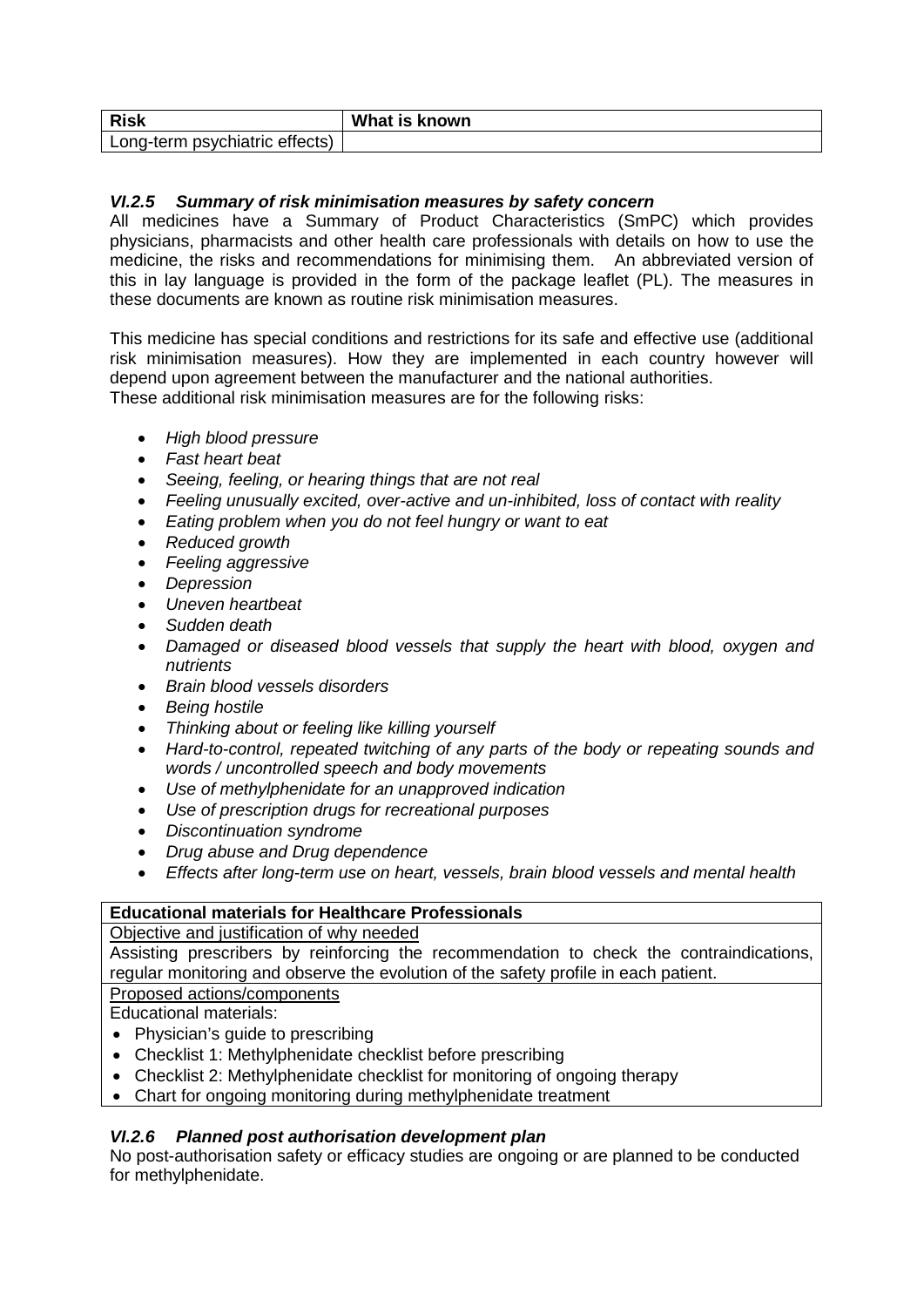| Risk | What is known |
| --- | --- |
| Long-term psychiatric effects) | |

### *VI.2.5 Summary of risk minimisation measures by safety concern*

All medicines have a Summary of Product Characteristics (SmPC) which provides physicians, pharmacists and other health care professionals with details on how to use the medicine, the risks and recommendations for minimising them. An abbreviated version of this in lay language is provided in the form of the package leaflet (PL). The measures in these documents are known as routine risk minimisation measures.

This medicine has special conditions and restrictions for its safe and effective use (additional risk minimisation measures). How they are implemented in each country however will depend upon agreement between the manufacturer and the national authorities.
These additional risk minimisation measures are for the following risks:

- *High blood pressure*
- *Fast heart beat*
- *Seeing, feeling, or hearing things that are not real*
- *Feeling unusually excited, over-active and un-inhibited, loss of contact with reality*
- *Eating problem when you do not feel hungry or want to eat*
- *Reduced growth*
- *Feeling aggressive*
- *Depression*
- *Uneven heartbeat*
- *Sudden death*
- *Damaged or diseased blood vessels that supply the heart with blood, oxygen and nutrients*
- *Brain blood vessels disorders*
- *Being hostile*
- *Thinking about or feeling like killing yourself*
- *Hard-to-control, repeated twitching of any parts of the body or repeating sounds and words / uncontrolled speech and body movements*
- *Use of methylphenidate for an unapproved indication*
- *Use of prescription drugs for recreational purposes*
- *Discontinuation syndrome*
- *Drug abuse and Drug dependence*
- *Effects after long-term use on heart, vessels, brain blood vessels and mental health*

| **Educational materials for Healthcare Professionals** |
| --- |
| Objective and justification of why needed |
| Assisting prescribers by reinforcing the recommendation to check the contraindications, regular monitoring and observe the evolution of the safety profile in each patient. |
| Proposed actions/components |
| Educational materials:<br>• Physician's guide to prescribing<br>• Checklist 1: Methylphenidate checklist before prescribing<br>• Checklist 2: Methylphenidate checklist for monitoring of ongoing therapy<br>• Chart for ongoing monitoring during methylphenidate treatment |

### *VI.2.6 Planned post authorisation development plan*

No post-authorisation safety or efficacy studies are ongoing or are planned to be conducted for methylphenidate.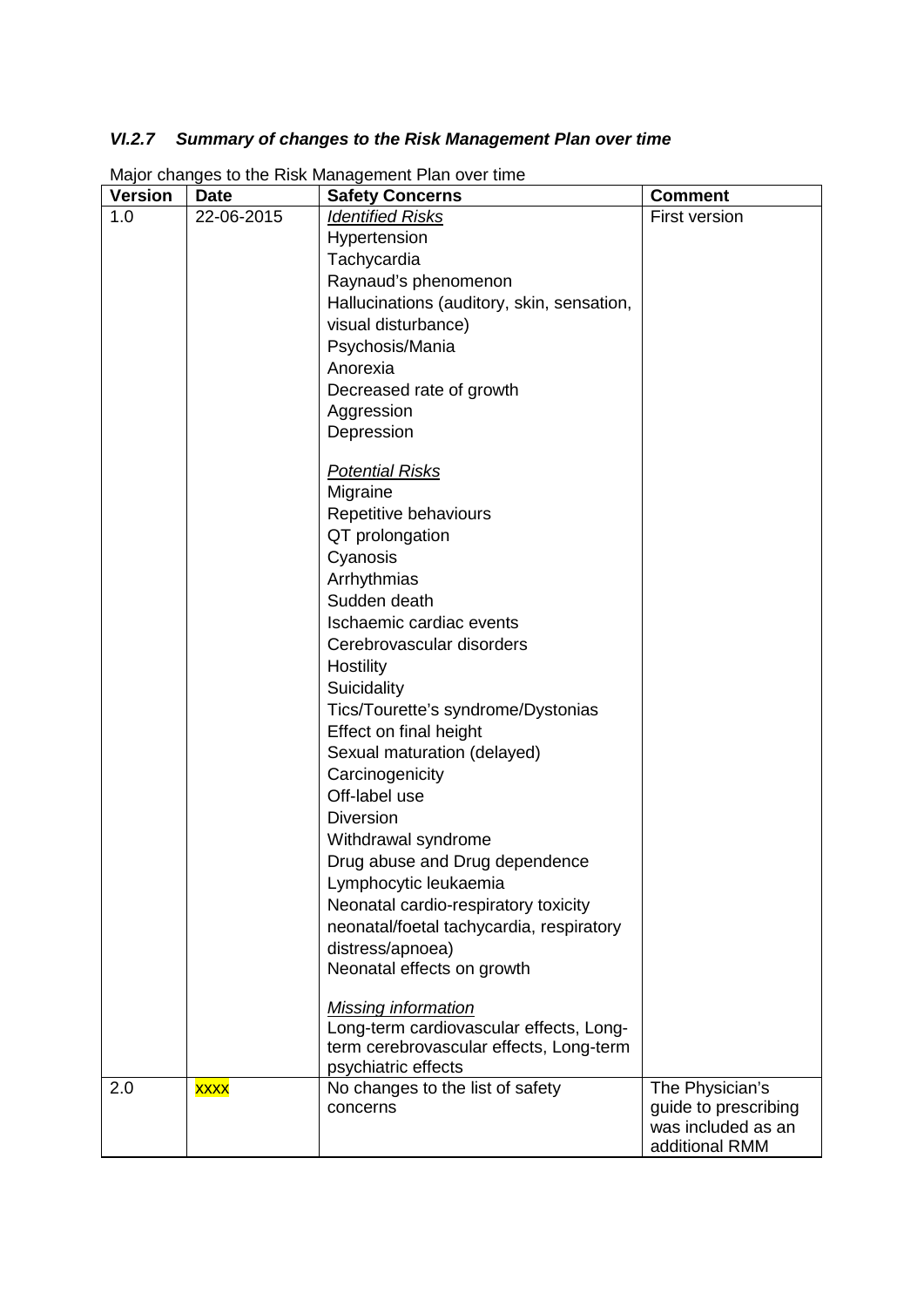### *VI.2.7 Summary of changes to the Risk Management Plan over time*

Major changes to the Risk Management Plan over time

| Version | Date | Safety Concerns | Comment |
|---|---|---|---|
| 1.0 | 22-06-2015 | *Identified Risks*<br>Hypertension<br>Tachycardia<br>Raynaud's phenomenon<br>Hallucinations (auditory, skin, sensation, visual disturbance)<br>Psychosis/Mania<br>Anorexia<br>Decreased rate of growth<br>Aggression<br>Depression<br><br>*Potential Risks*<br>Migraine<br>Repetitive behaviours<br>QT prolongation<br>Cyanosis<br>Arrhythmias<br>Sudden death<br>Ischaemic cardiac events<br>Cerebrovascular disorders<br>Hostility<br>Suicidality<br>Tics/Tourette's syndrome/Dystonias<br>Effect on final height<br>Sexual maturation (delayed)<br>Carcinogenicity<br>Off-label use<br>Diversion<br>Withdrawal syndrome<br>Drug abuse and Drug dependence<br>Lymphocytic leukaemia<br>Neonatal cardio-respiratory toxicity neonatal/foetal tachycardia, respiratory distress/apnoea)<br>Neonatal effects on growth<br><br>*Missing information*<br>Long-term cardiovascular effects, Long-term cerebrovascular effects, Long-term psychiatric effects | First version |
| 2.0 | xxxx | No changes to the list of safety concerns | The Physician's guide to prescribing was included as an additional RMM |